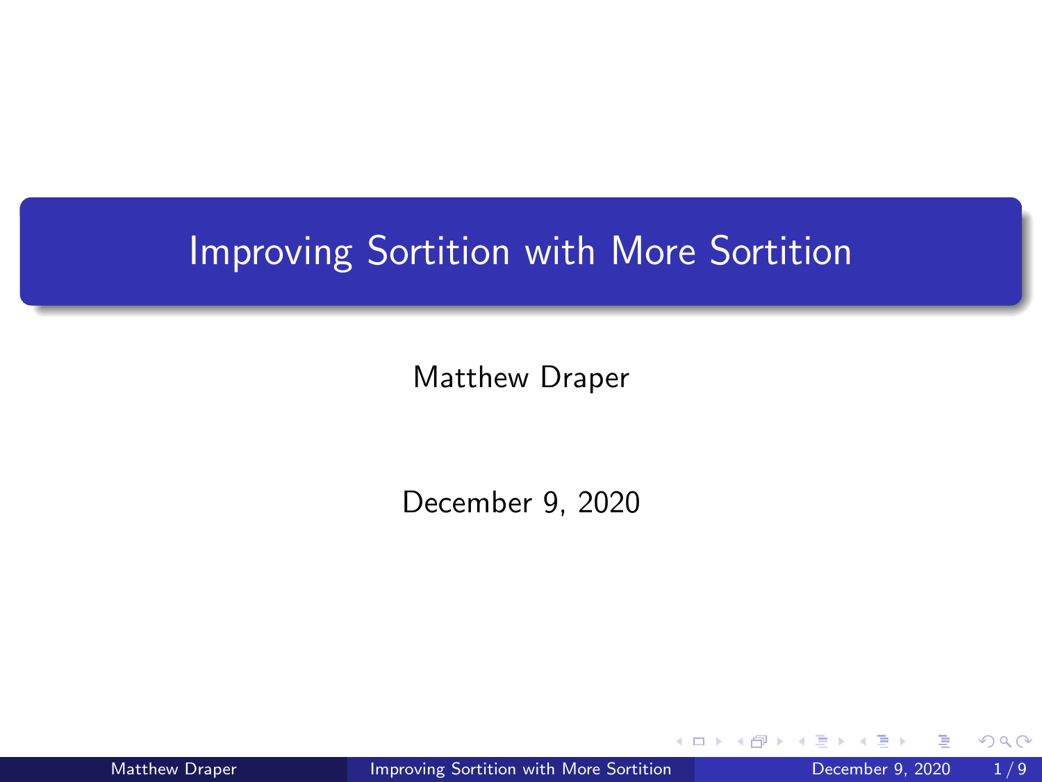# Improving Sortition with More Sortition

Matthew Draper

December 9, 2020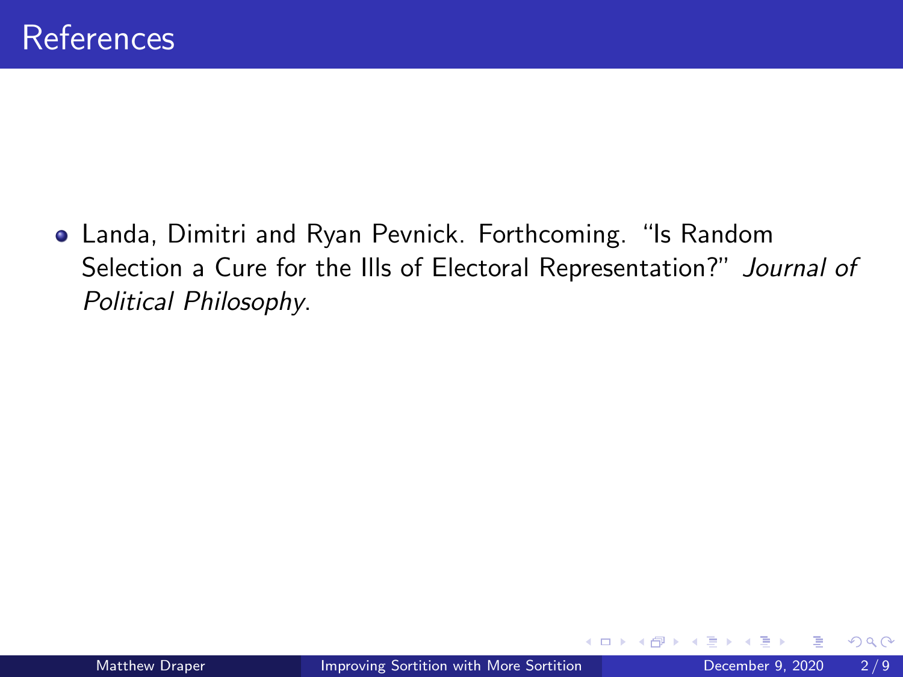# References

- Landa, Dimitri and Ryan Pevnick. Forthcoming. "Is Random Selection a Cure for the Ills of Electoral Representation?" *Journal of Political Philosophy*.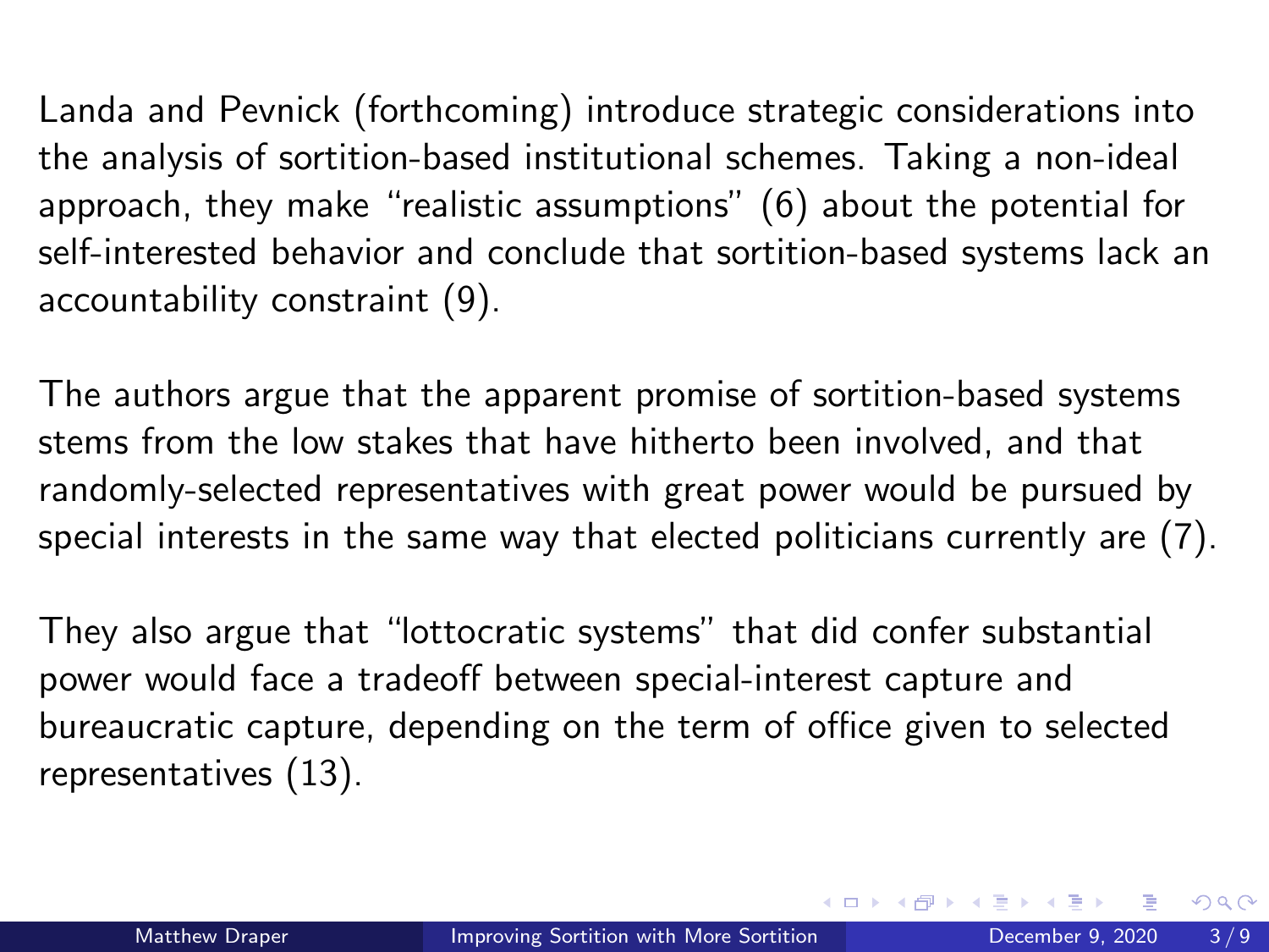Landa and Pevnick (forthcoming) introduce strategic considerations into the analysis of sortition-based institutional schemes. Taking a non-ideal approach, they make "realistic assumptions" (6) about the potential for self-interested behavior and conclude that sortition-based systems lack an accountability constraint (9).

The authors argue that the apparent promise of sortition-based systems stems from the low stakes that have hitherto been involved, and that randomly-selected representatives with great power would be pursued by special interests in the same way that elected politicians currently are (7).

They also argue that "lottocratic systems" that did confer substantial power would face a tradeoff between special-interest capture and bureaucratic capture, depending on the term of office given to selected representatives (13).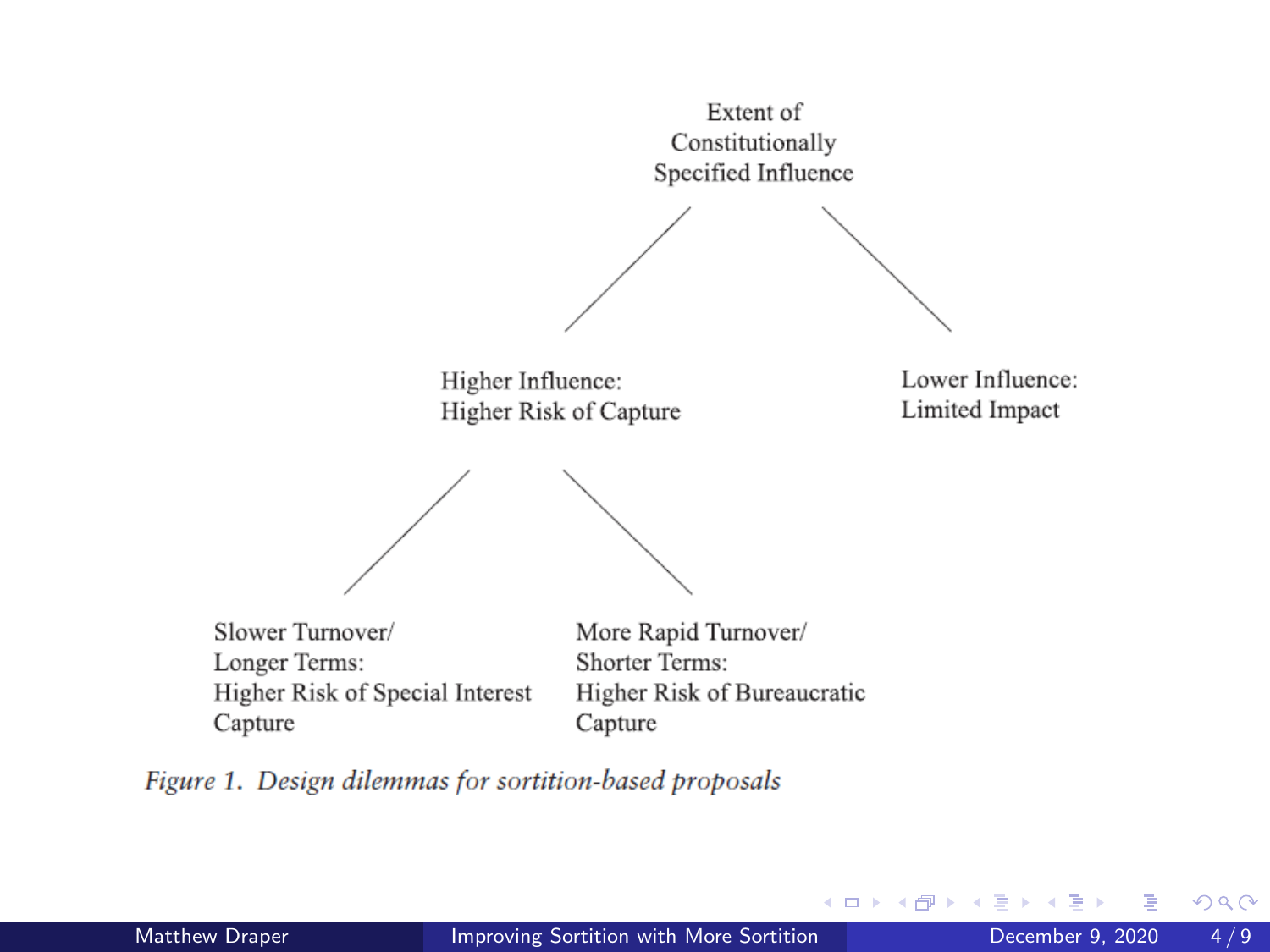Extent of Constitutionally Specified Influence

- Higher Influence: Higher Risk of Capture
  - Slower Turnover/ Longer Terms: Higher Risk of Special Interest Capture
  - More Rapid Turnover/ Shorter Terms: Higher Risk of Bureaucratic Capture
- Lower Influence: Limited Impact

*Figure 1. Design dilemmas for sortition-based proposals*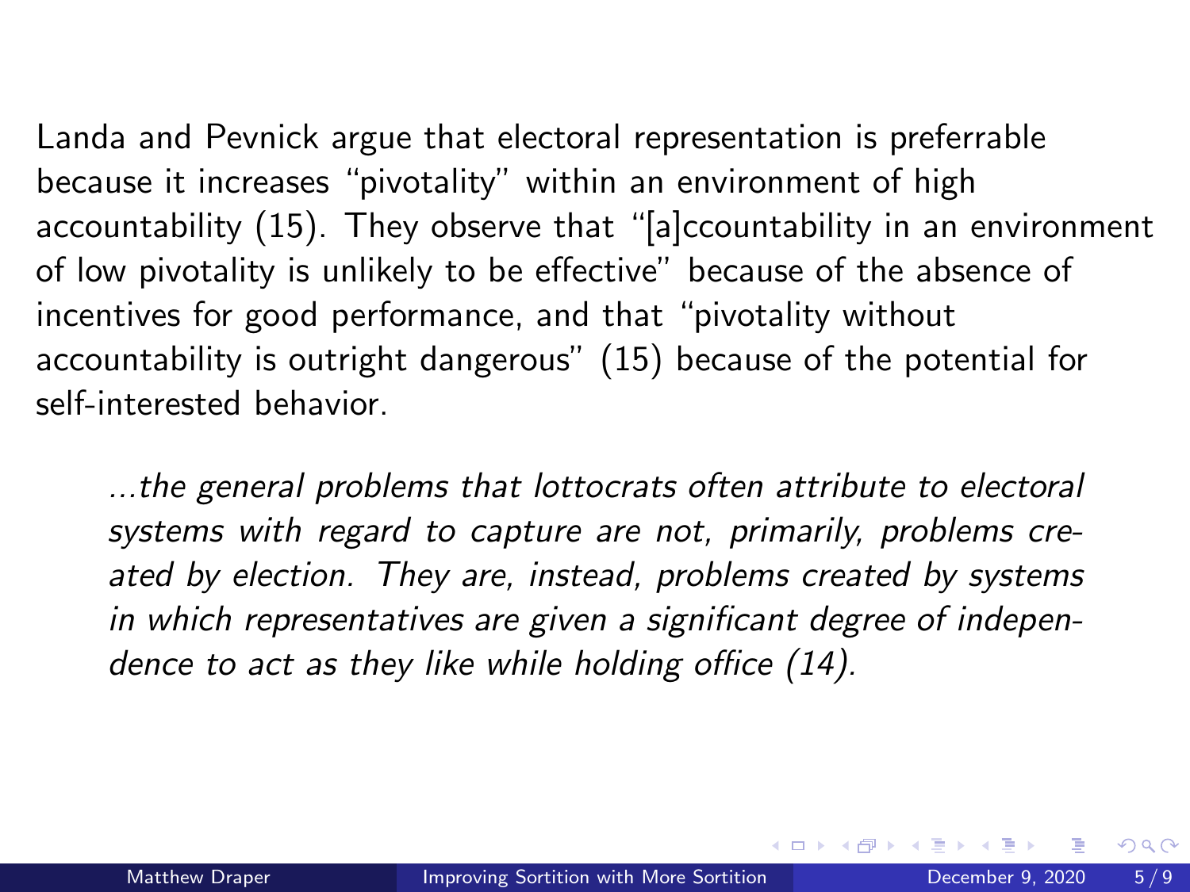Landa and Pevnick argue that electoral representation is preferrable because it increases "pivotality" within an environment of high accountability (15). They observe that "[a]ccountability in an environment of low pivotality is unlikely to be effective" because of the absence of incentives for good performance, and that "pivotality without accountability is outright dangerous" (15) because of the potential for self-interested behavior.

> *...the general problems that lottocrats often attribute to electoral systems with regard to capture are not, primarily, problems created by election. They are, instead, problems created by systems in which representatives are given a significant degree of independence to act as they like while holding office (14).*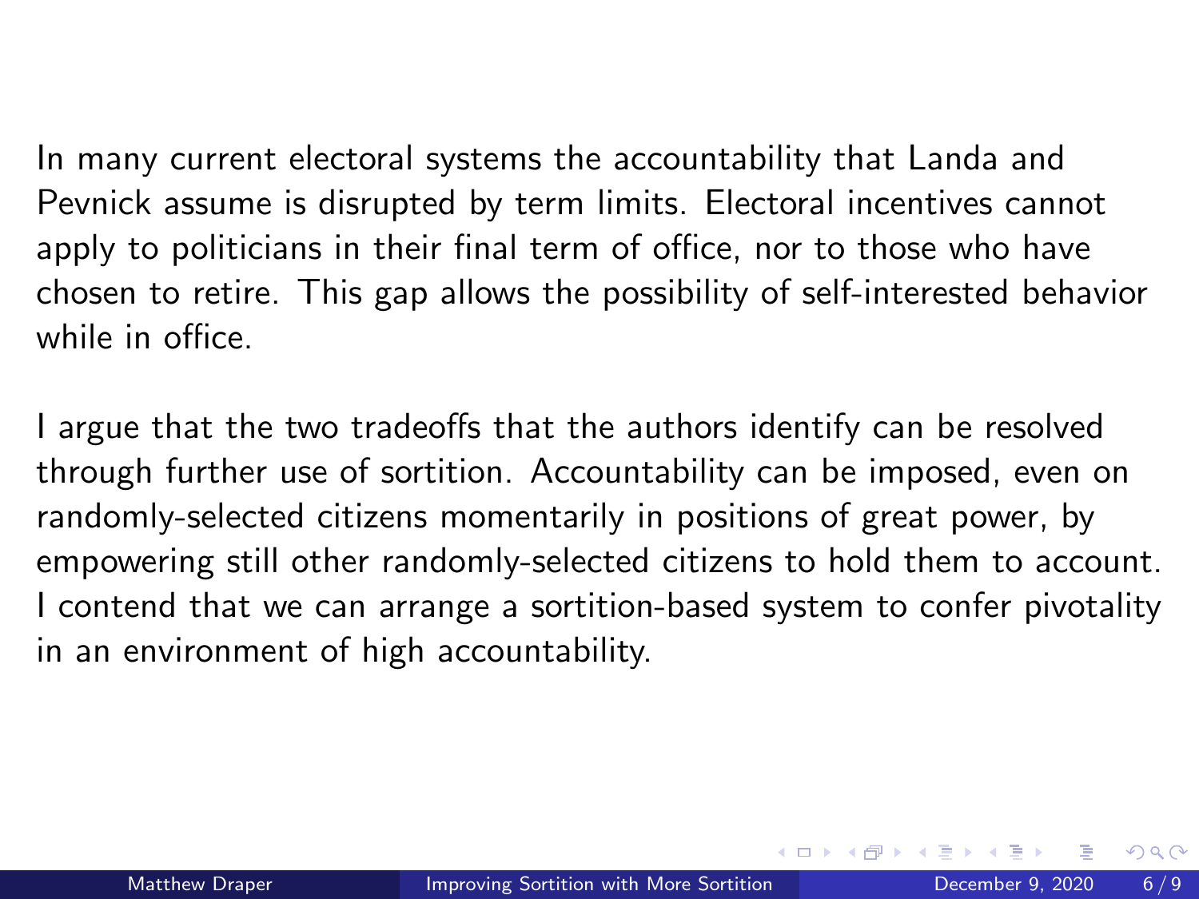In many current electoral systems the accountability that Landa and Pevnick assume is disrupted by term limits. Electoral incentives cannot apply to politicians in their final term of office, nor to those who have chosen to retire. This gap allows the possibility of self-interested behavior while in office.

I argue that the two tradeoffs that the authors identify can be resolved through further use of sortition. Accountability can be imposed, even on randomly-selected citizens momentarily in positions of great power, by empowering still other randomly-selected citizens to hold them to account. I contend that we can arrange a sortition-based system to confer pivotality in an environment of high accountability.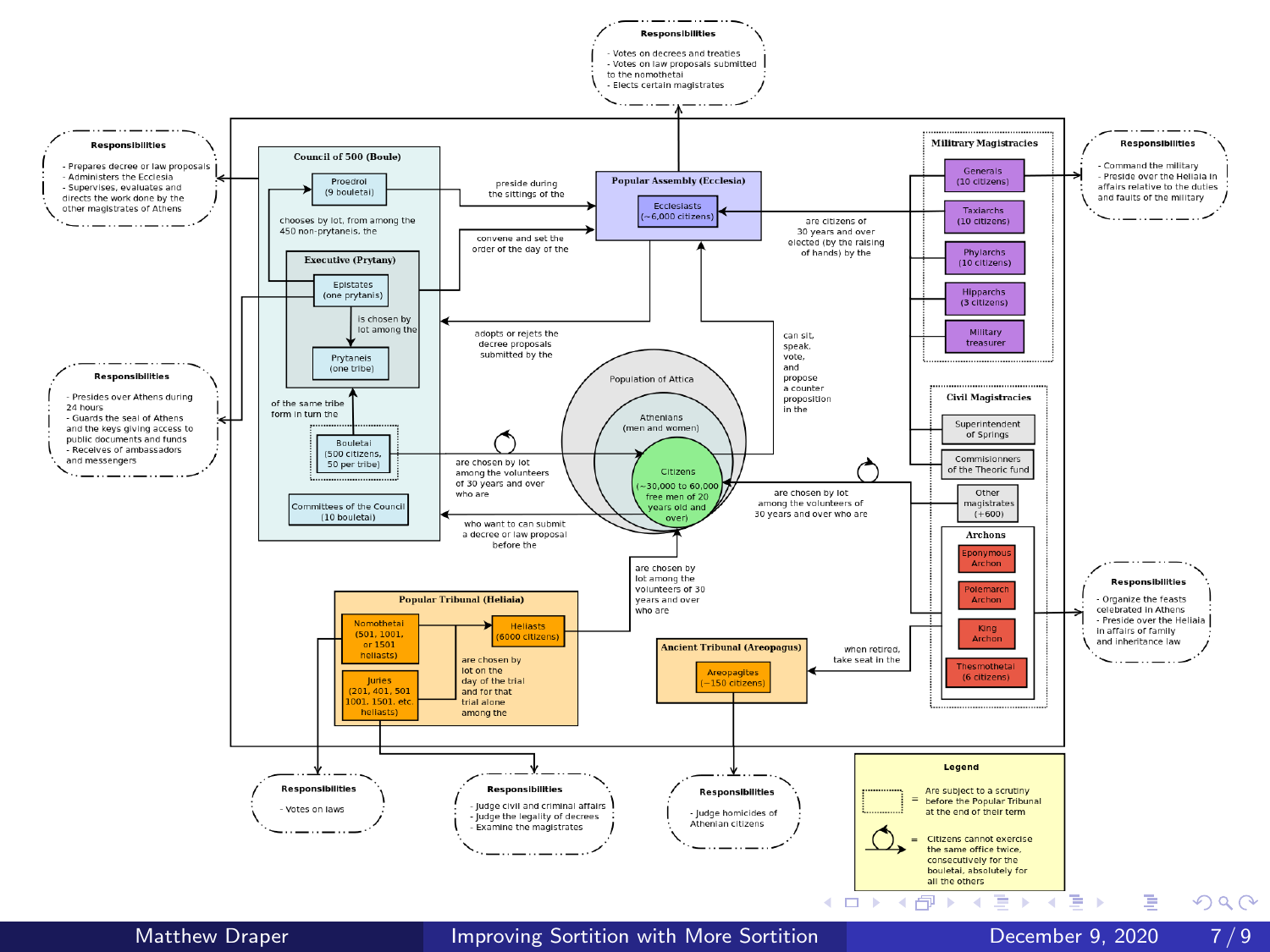**Responsibilities**

- Votes on decrees and treaties
- Votes on law proposals submitted to the nomothetai
- Elects certain magistrates

**Responsibilities**

- Prepares decree or law proposals
- Administers the Ecclesia
- Supervises, evaluates and directs the work done by the other magistrates of Athens

**Council of 500 (Boule)**

Proedroi (9 bouletai)

chooses by lot, from among the 450 non-prytaneis, the

**Executive (Prytany)**

Epistates (one prytanis)

is chosen by lot among the

Prytaneis (one tribe)

of the same tribe form in turn the

Bouletai (500 citizens, 50 per tribe)

Committees of the Council (10 bouletai)

preside during the sittings of the

convene and set the order of the day of the

**Popular Assembly (Ecclesia)**

Ecclesiasts (~6,000 citizens)

adopts or rejets the decree proposals submitted by the

can sit, speak, vote, and propose a counter proposition in the

are citizens of 30 years and over elected (by the raising of hands) by the

**Responsibilities**

- Presides over Athens during 24 hours
- Guards the seal of Athens and the keys giving access to public documents and funds
- Receives of ambassadors and messengers

Population of Attica

Athenians (men and women)

Citizens (~30,000 to 60,000 free men of 20 years old and over)

are chosen by lot among the volunteers of 30 years and over who are

who want to can submit a decree or law proposal before the

are chosen by lot among the volunteers of 30 years and over who are

are chosen by lot among the volunteers of 30 years and over who are

**Military Magistracies**

Generals (10 citizens)

Taxiarchs (10 citizens)

Phylarchs (10 citizens)

Hipparchs (3 citizens)

Military treasurer

**Responsibilities**

- Command the military
- Preside over the Heliaia in affairs relative to the duties and faults of the military

**Civil Magistracies**

Superintendent of Springs

Commissioners of the Theoric fund

Other magistrates (+600)

**Archons**

Eponymous Archon

Polemarch Archon

King Archon

Thesmothetai (6 citizens)

**Responsibilities**

- Organize the feasts celebrated in Athens
- Preside over the Heliaia in affairs of family and inheritance law

**Popular Tribunal (Heliaia)**

Nomothetai (501, 1001, or 1501 heliasts)

Juries (201, 401, 501 1001, 1501, etc. heliasts)

Heliasts (6000 citizens)

are chosen by lot on the day of the trial and for that trial alone among the

**Ancient Tribunal (Areopagus)**

Areopagites (~150 citizens)

when retired, take seat in the

**Responsibilities**

- Votes on laws

**Responsibilities**

- Judge civil and criminal affairs
- Judge the legality of decrees
- Examine the magistrates

**Responsibilities**

- Judge homicides of Athenian citizens

**Legend**

[dotted box] = Are subject to a scrutiny before the Popular Tribunal at the end of their term

[circular arrow] = Citizens cannot exercise the same office twice, consecutively for the bouletai, absolutely for all the others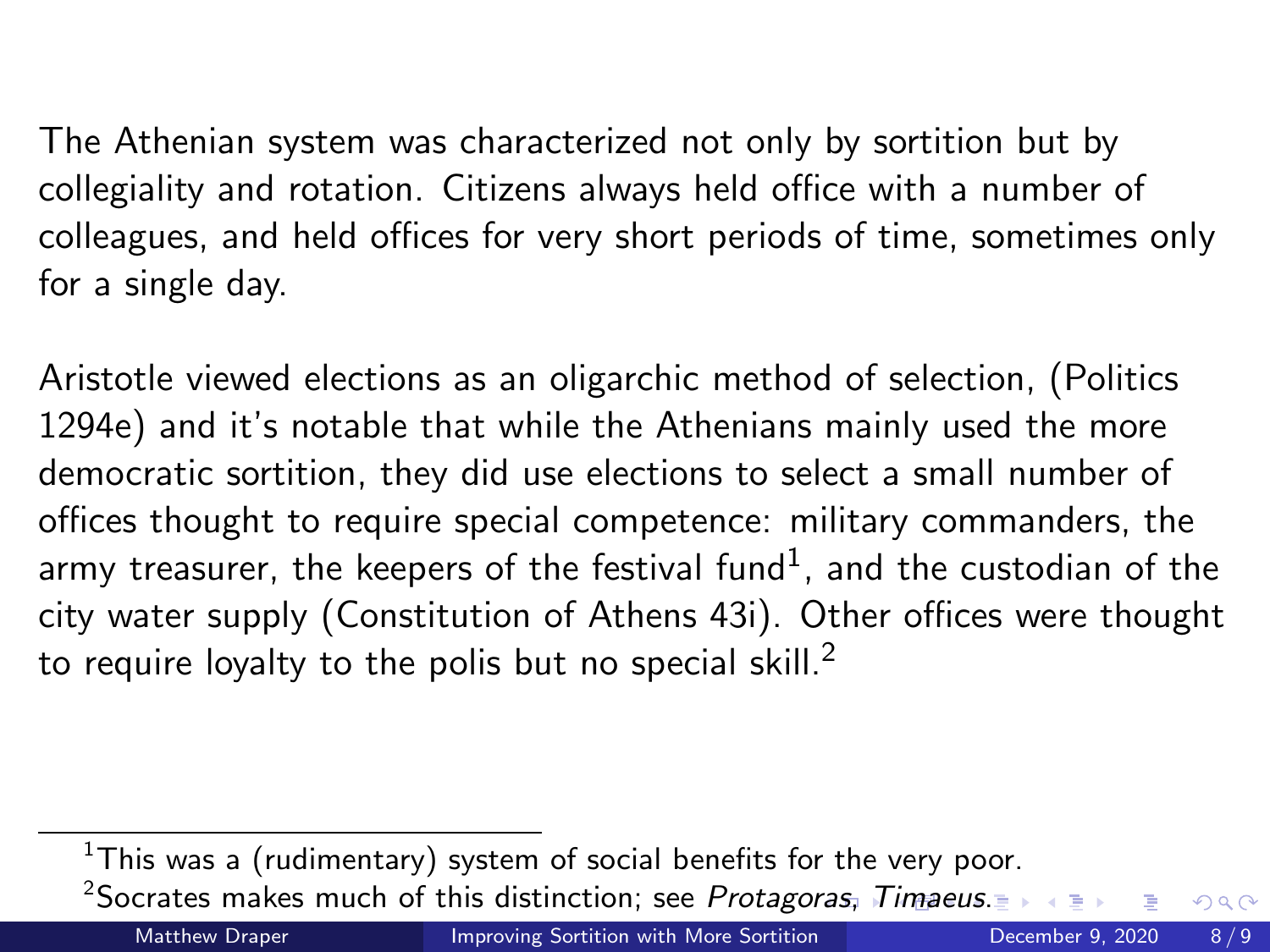The Athenian system was characterized not only by sortition but by collegiality and rotation. Citizens always held office with a number of colleagues, and held offices for very short periods of time, sometimes only for a single day.

Aristotle viewed elections as an oligarchic method of selection, (Politics 1294e) and it's notable that while the Athenians mainly used the more democratic sortition, they did use elections to select a small number of offices thought to require special competence: military commanders, the army treasurer, the keepers of the festival fund[1], and the custodian of the city water supply (Constitution of Athens 43i). Other offices were thought to require loyalty to the polis but no special skill.[2]

---

[1] This was a (rudimentary) system of social benefits for the very poor.

[2] Socrates makes much of this distinction; see *Protagoras*, *Timaeus*.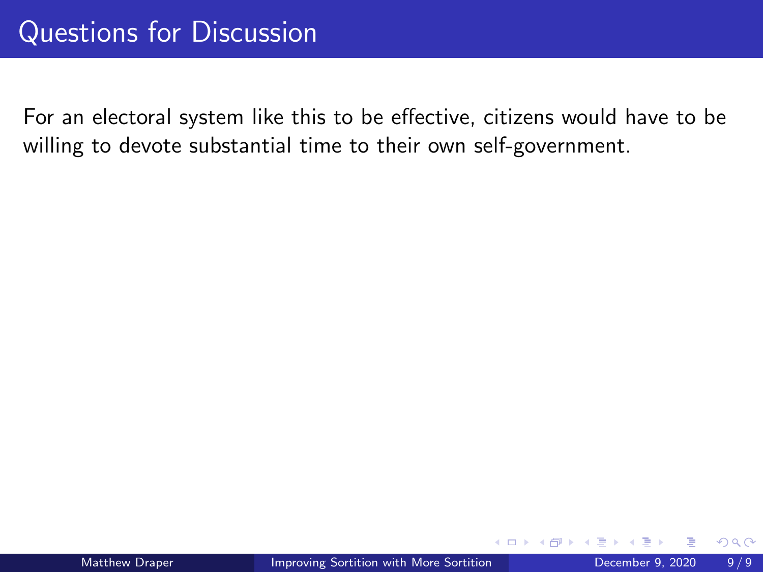# Questions for Discussion

For an electoral system like this to be effective, citizens would have to be willing to devote substantial time to their own self-government.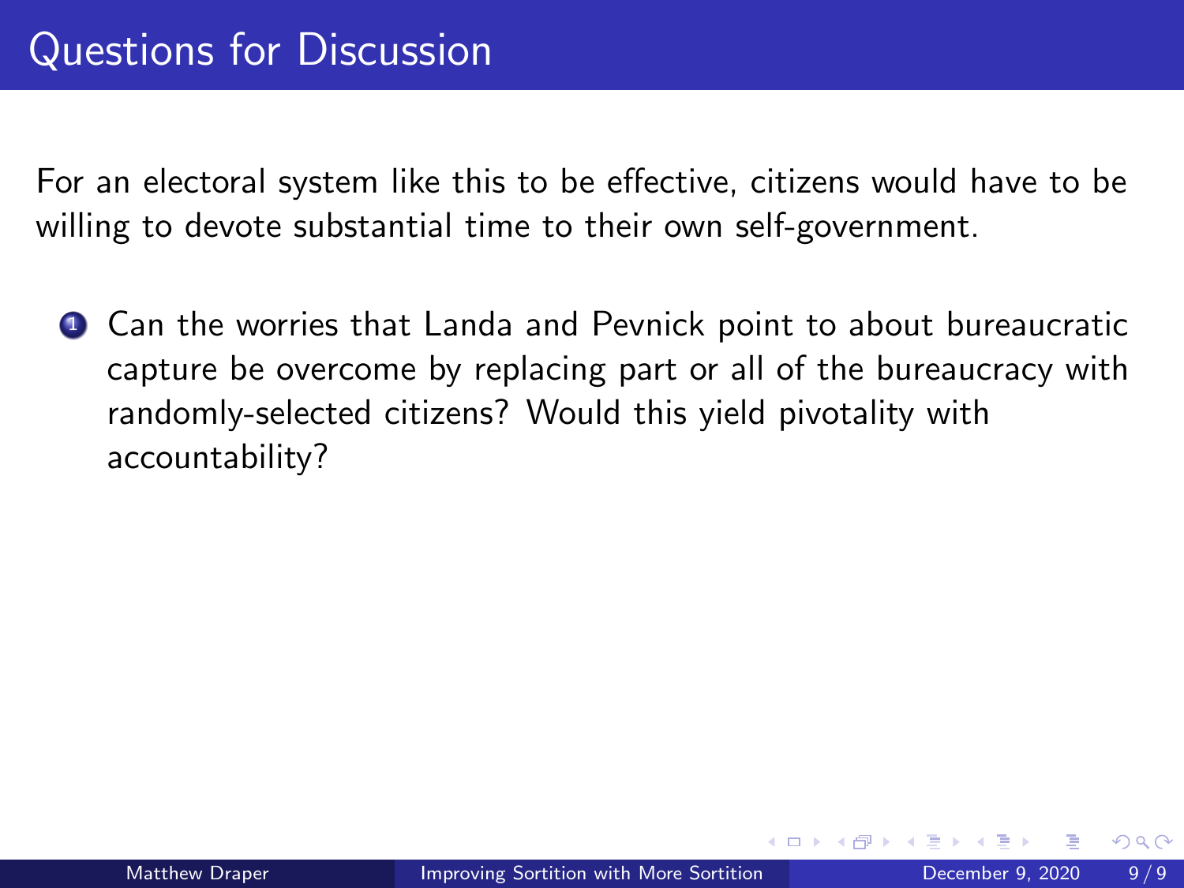# Questions for Discussion

For an electoral system like this to be effective, citizens would have to be willing to devote substantial time to their own self-government.

1. Can the worries that Landa and Pevnick point to about bureaucratic capture be overcome by replacing part or all of the bureaucracy with randomly-selected citizens? Would this yield pivotality with accountability?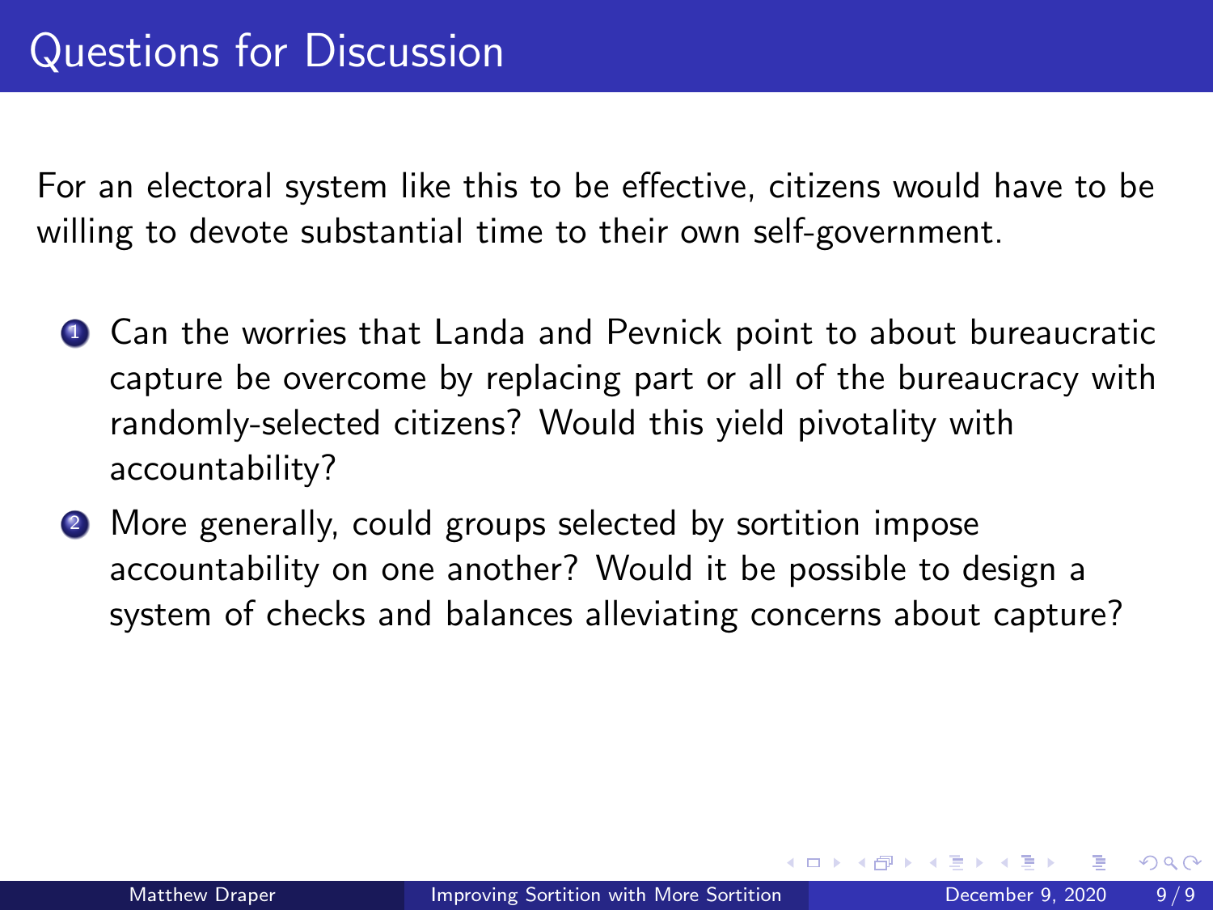# Questions for Discussion

For an electoral system like this to be effective, citizens would have to be willing to devote substantial time to their own self-government.

1. Can the worries that Landa and Pevnick point to about bureaucratic capture be overcome by replacing part or all of the bureaucracy with randomly-selected citizens? Would this yield pivotality with accountability?
2. More generally, could groups selected by sortition impose accountability on one another? Would it be possible to design a system of checks and balances alleviating concerns about capture?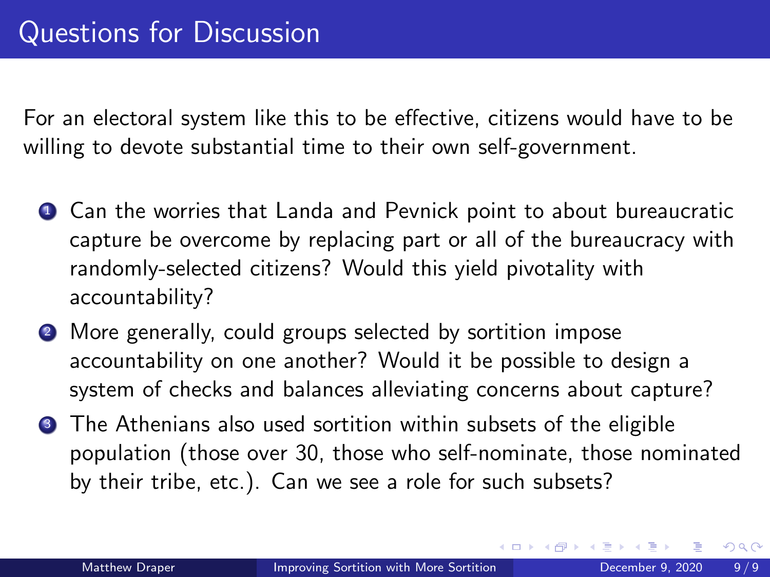# Questions for Discussion

For an electoral system like this to be effective, citizens would have to be willing to devote substantial time to their own self-government.

1. Can the worries that Landa and Pevnick point to about bureaucratic capture be overcome by replacing part or all of the bureaucracy with randomly-selected citizens? Would this yield pivotality with accountability?
2. More generally, could groups selected by sortition impose accountability on one another? Would it be possible to design a system of checks and balances alleviating concerns about capture?
3. The Athenians also used sortition within subsets of the eligible population (those over 30, those who self-nominate, those nominated by their tribe, etc.). Can we see a role for such subsets?